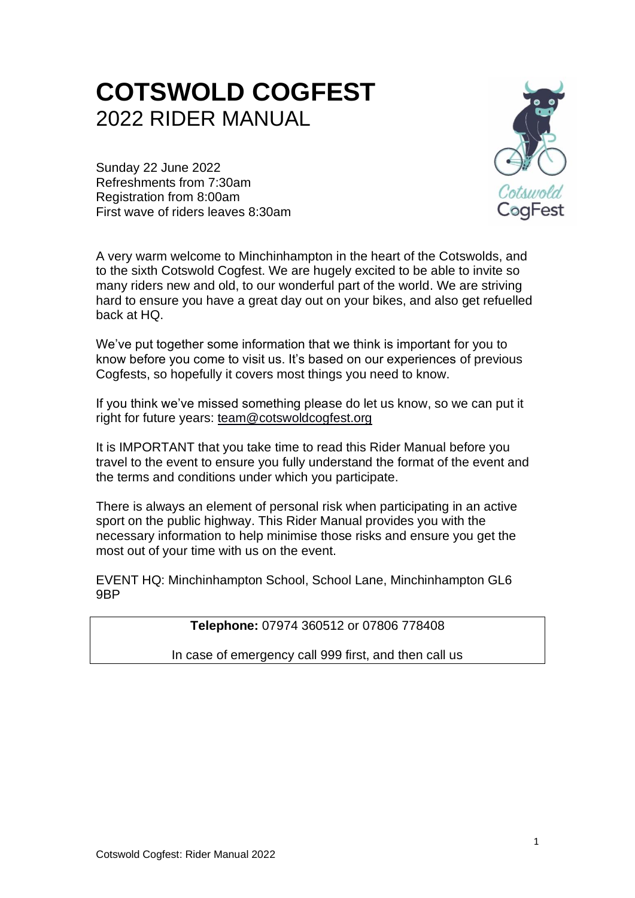# COTSWOLD COGFEST
## 2022 RIDER MANUAL

Sunday 22 June 2022
Refreshments from 7:30am
Registration from 8:00am
First wave of riders leaves 8:30am

A very warm welcome to Minchinhampton in the heart of the Cotswolds, and to the sixth Cotswold Cogfest. We are hugely excited to be able to invite so many riders new and old, to our wonderful part of the world. We are striving hard to ensure you have a great day out on your bikes, and also get refuelled back at HQ.

We've put together some information that we think is important for you to know before you come to visit us. It's based on our experiences of previous Cogfests, so hopefully it covers most things you need to know.

If you think we've missed something please do let us know, so we can put it right for future years: team@cotswoldcogfest.org

It is IMPORTANT that you take time to read this Rider Manual before you travel to the event to ensure you fully understand the format of the event and the terms and conditions under which you participate.

There is always an element of personal risk when participating in an active sport on the public highway. This Rider Manual provides you with the necessary information to help minimise those risks and ensure you get the most out of your time with us on the event.

EVENT HQ: Minchinhampton School, School Lane, Minchinhampton GL6 9BP

**Telephone:** 07974 360512 or 07806 778408

In case of emergency call 999 first, and then call us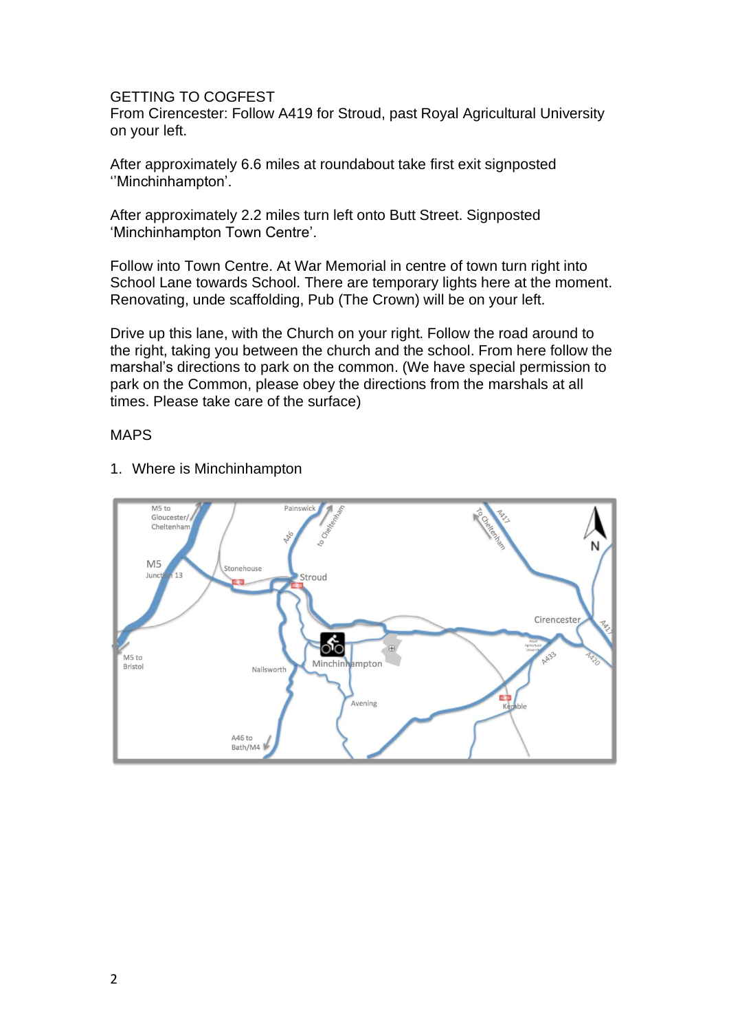GETTING TO COGFEST

From Cirencester: Follow A419 for Stroud, past Royal Agricultural University on your left.

After approximately 6.6 miles at roundabout take first exit signposted ''Minchinhampton'.

After approximately 2.2 miles turn left onto Butt Street. Signposted 'Minchinhampton Town Centre'.

Follow into Town Centre. At War Memorial in centre of town turn right into School Lane towards School. There are temporary lights here at the moment. Renovating, unde scaffolding, Pub (The Crown) will be on your left.

Drive up this lane, with the Church on your right. Follow the road around to the right, taking you between the church and the school. From here follow the marshal's directions to park on the common. (We have special permission to park on the Common, please obey the directions from the marshals at all times. Please take care of the surface)

MAPS

1. Where is Minchinhampton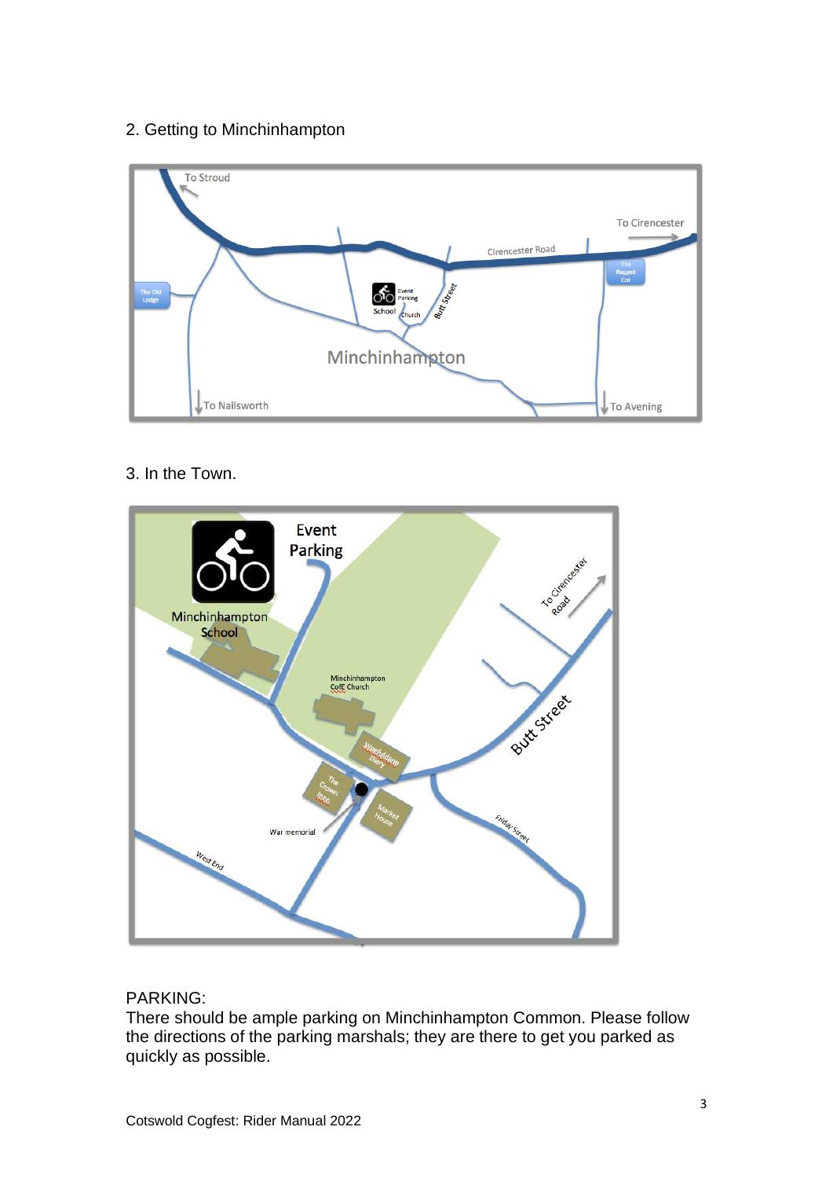## 2. Getting to Minchinhampton

## 3. In the Town.

PARKING:

There should be ample parking on Minchinhampton Common. Please follow the directions of the parking marshals; they are there to get you parked as quickly as possible.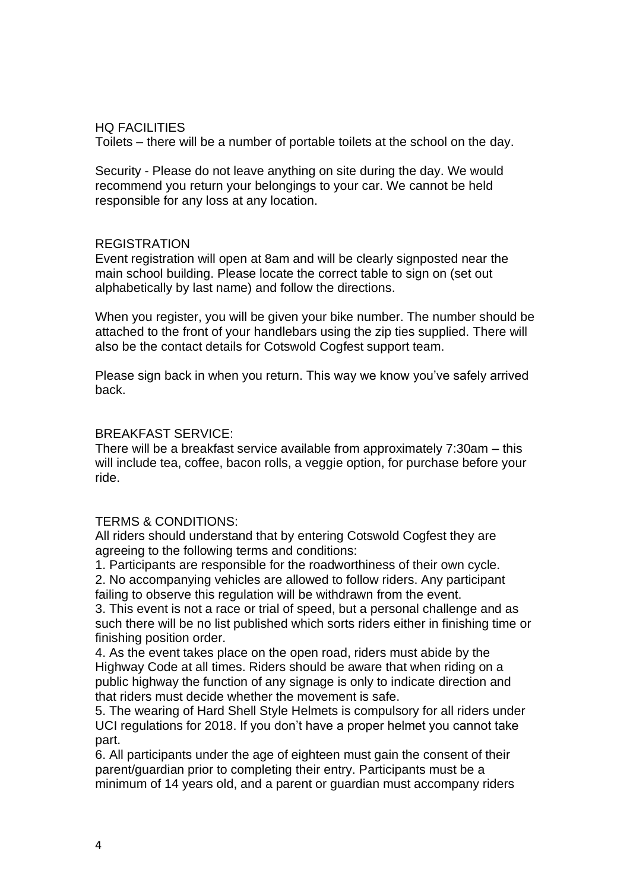## HQ FACILITIES

Toilets – there will be a number of portable toilets at the school on the day.

Security - Please do not leave anything on site during the day. We would recommend you return your belongings to your car. We cannot be held responsible for any loss at any location.

## REGISTRATION

Event registration will open at 8am and will be clearly signposted near the main school building. Please locate the correct table to sign on (set out alphabetically by last name) and follow the directions.

When you register, you will be given your bike number. The number should be attached to the front of your handlebars using the zip ties supplied. There will also be the contact details for Cotswold Cogfest support team.

Please sign back in when you return. This way we know you've safely arrived back.

## BREAKFAST SERVICE:

There will be a breakfast service available from approximately 7:30am – this will include tea, coffee, bacon rolls, a veggie option, for purchase before your ride.

## TERMS & CONDITIONS:

All riders should understand that by entering Cotswold Cogfest they are agreeing to the following terms and conditions:

1. Participants are responsible for the roadworthiness of their own cycle.
2. No accompanying vehicles are allowed to follow riders. Any participant failing to observe this regulation will be withdrawn from the event.
3. This event is not a race or trial of speed, but a personal challenge and as such there will be no list published which sorts riders either in finishing time or finishing position order.
4. As the event takes place on the open road, riders must abide by the Highway Code at all times. Riders should be aware that when riding on a public highway the function of any signage is only to indicate direction and that riders must decide whether the movement is safe.
5. The wearing of Hard Shell Style Helmets is compulsory for all riders under UCI regulations for 2018. If you don't have a proper helmet you cannot take part.
6. All participants under the age of eighteen must gain the consent of their parent/guardian prior to completing their entry. Participants must be a minimum of 14 years old, and a parent or guardian must accompany riders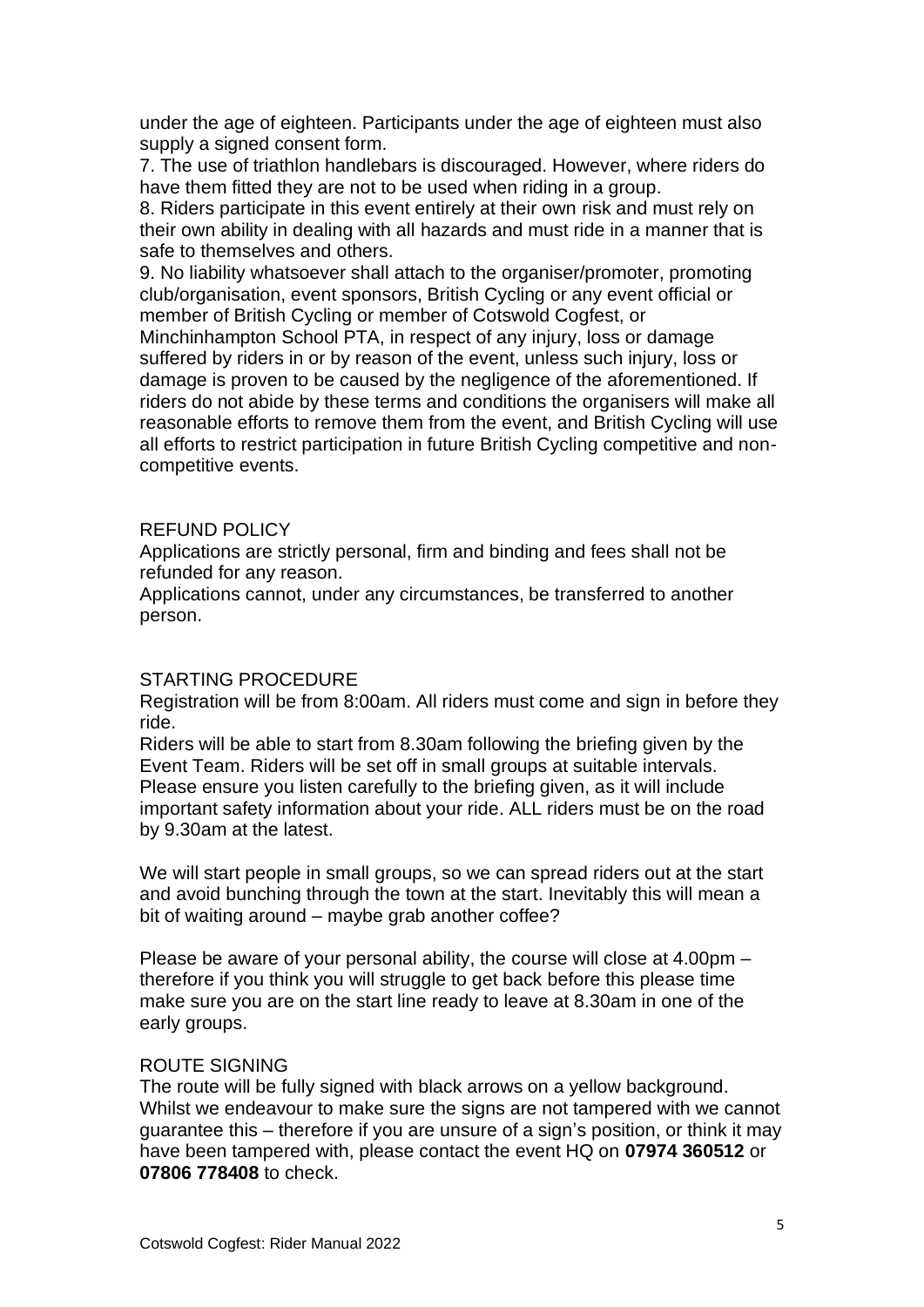under the age of eighteen. Participants under the age of eighteen must also supply a signed consent form.

7. The use of triathlon handlebars is discouraged. However, where riders do have them fitted they are not to be used when riding in a group.

8. Riders participate in this event entirely at their own risk and must rely on their own ability in dealing with all hazards and must ride in a manner that is safe to themselves and others.

9. No liability whatsoever shall attach to the organiser/promoter, promoting club/organisation, event sponsors, British Cycling or any event official or member of British Cycling or member of Cotswold Cogfest, or Minchinhampton School PTA, in respect of any injury, loss or damage suffered by riders in or by reason of the event, unless such injury, loss or damage is proven to be caused by the negligence of the aforementioned. If riders do not abide by these terms and conditions the organisers will make all reasonable efforts to remove them from the event, and British Cycling will use all efforts to restrict participation in future British Cycling competitive and non-competitive events.

## REFUND POLICY

Applications are strictly personal, firm and binding and fees shall not be refunded for any reason.

Applications cannot, under any circumstances, be transferred to another person.

## STARTING PROCEDURE

Registration will be from 8:00am. All riders must come and sign in before they ride.

Riders will be able to start from 8.30am following the briefing given by the Event Team. Riders will be set off in small groups at suitable intervals. Please ensure you listen carefully to the briefing given, as it will include important safety information about your ride. ALL riders must be on the road by 9.30am at the latest.

We will start people in small groups, so we can spread riders out at the start and avoid bunching through the town at the start. Inevitably this will mean a bit of waiting around – maybe grab another coffee?

Please be aware of your personal ability, the course will close at 4.00pm – therefore if you think you will struggle to get back before this please time make sure you are on the start line ready to leave at 8.30am in one of the early groups.

## ROUTE SIGNING

The route will be fully signed with black arrows on a yellow background. Whilst we endeavour to make sure the signs are not tampered with we cannot guarantee this – therefore if you are unsure of a sign's position, or think it may have been tampered with, please contact the event HQ on **07974 360512** or **07806 778408** to check.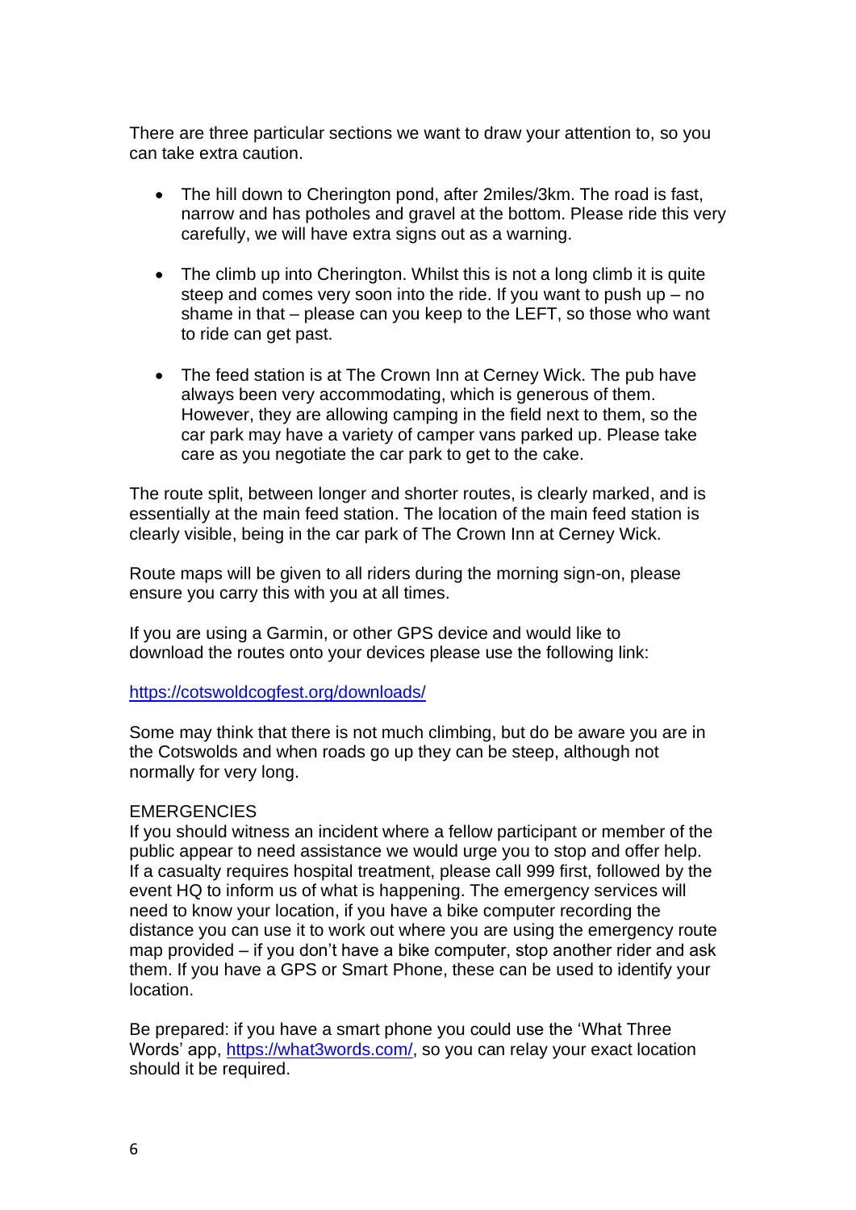There are three particular sections we want to draw your attention to, so you can take extra caution.

- The hill down to Cherington pond, after 2miles/3km. The road is fast, narrow and has potholes and gravel at the bottom. Please ride this very carefully, we will have extra signs out as a warning.

- The climb up into Cherington. Whilst this is not a long climb it is quite steep and comes very soon into the ride. If you want to push up – no shame in that – please can you keep to the LEFT, so those who want to ride can get past.

- The feed station is at The Crown Inn at Cerney Wick. The pub have always been very accommodating, which is generous of them. However, they are allowing camping in the field next to them, so the car park may have a variety of camper vans parked up. Please take care as you negotiate the car park to get to the cake.

The route split, between longer and shorter routes, is clearly marked, and is essentially at the main feed station. The location of the main feed station is clearly visible, being in the car park of The Crown Inn at Cerney Wick.

Route maps will be given to all riders during the morning sign-on, please ensure you carry this with you at all times.

If you are using a Garmin, or other GPS device and would like to download the routes onto your devices please use the following link:

[https://cotswoldcogfest.org/downloads/](https://cotswoldcogfest.org/downloads/)

Some may think that there is not much climbing, but do be aware you are in the Cotswolds and when roads go up they can be steep, although not normally for very long.

EMERGENCIES

If you should witness an incident where a fellow participant or member of the public appear to need assistance we would urge you to stop and offer help. If a casualty requires hospital treatment, please call 999 first, followed by the event HQ to inform us of what is happening. The emergency services will need to know your location, if you have a bike computer recording the distance you can use it to work out where you are using the emergency route map provided – if you don't have a bike computer, stop another rider and ask them. If you have a GPS or Smart Phone, these can be used to identify your location.

Be prepared: if you have a smart phone you could use the 'What Three Words' app, [https://what3words.com/](https://what3words.com/), so you can relay your exact location should it be required.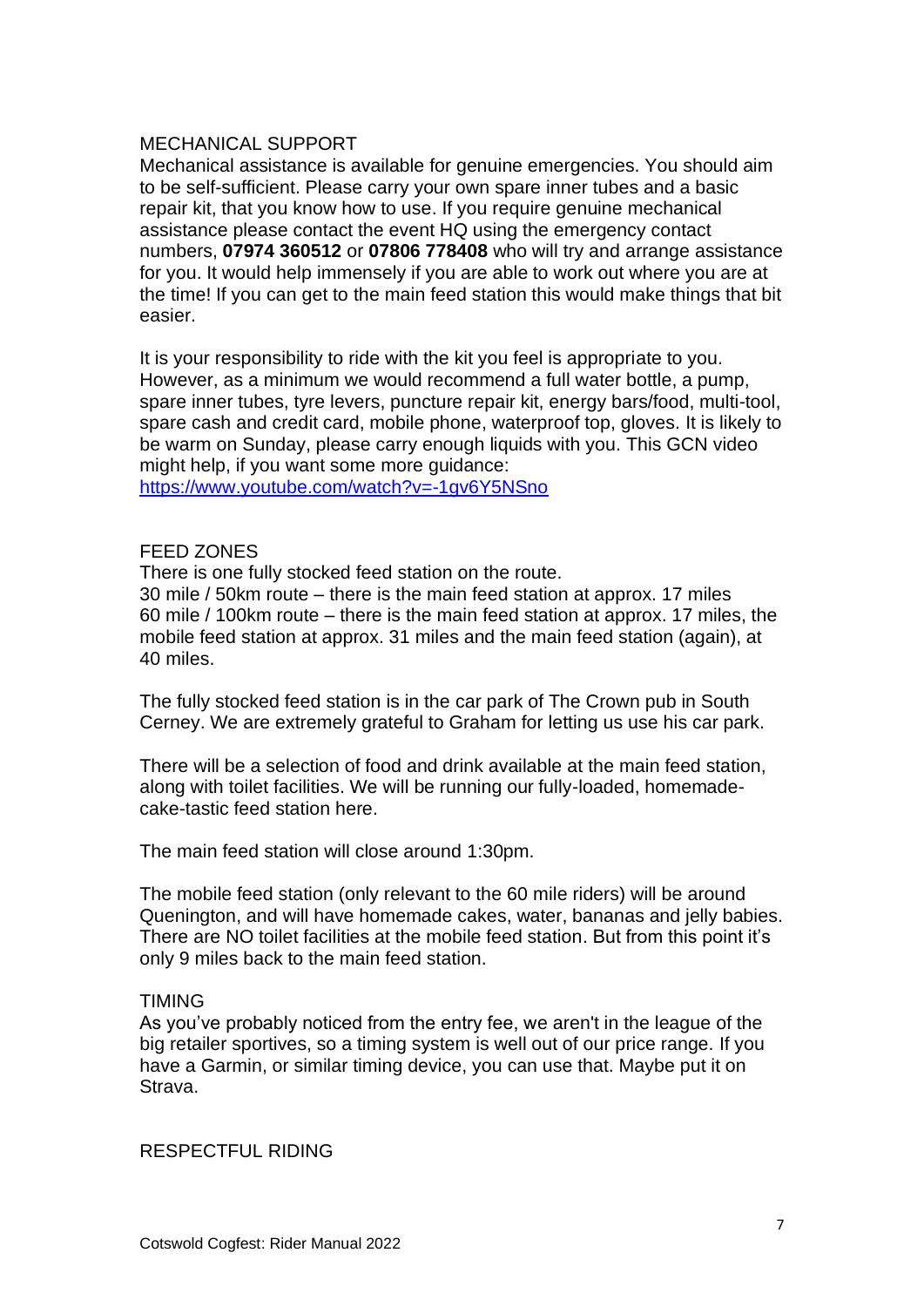## MECHANICAL SUPPORT

Mechanical assistance is available for genuine emergencies. You should aim to be self-sufficient. Please carry your own spare inner tubes and a basic repair kit, that you know how to use. If you require genuine mechanical assistance please contact the event HQ using the emergency contact numbers, **07974 360512** or **07806 778408** who will try and arrange assistance for you. It would help immensely if you are able to work out where you are at the time! If you can get to the main feed station this would make things that bit easier.

It is your responsibility to ride with the kit you feel is appropriate to you. However, as a minimum we would recommend a full water bottle, a pump, spare inner tubes, tyre levers, puncture repair kit, energy bars/food, multi-tool, spare cash and credit card, mobile phone, waterproof top, gloves. It is likely to be warm on Sunday, please carry enough liquids with you. This GCN video might help, if you want some more guidance:
https://www.youtube.com/watch?v=-1gv6Y5NSno

## FEED ZONES

There is one fully stocked feed station on the route.
30 mile / 50km route – there is the main feed station at approx. 17 miles
60 mile / 100km route – there is the main feed station at approx. 17 miles, the mobile feed station at approx. 31 miles and the main feed station (again), at 40 miles.

The fully stocked feed station is in the car park of The Crown pub in South Cerney. We are extremely grateful to Graham for letting us use his car park.

There will be a selection of food and drink available at the main feed station, along with toilet facilities. We will be running our fully-loaded, homemade-cake-tastic feed station here.

The main feed station will close around 1:30pm.

The mobile feed station (only relevant to the 60 mile riders) will be around Quenington, and will have homemade cakes, water, bananas and jelly babies. There are NO toilet facilities at the mobile feed station. But from this point it's only 9 miles back to the main feed station.

## TIMING

As you've probably noticed from the entry fee, we aren't in the league of the big retailer sportives, so a timing system is well out of our price range. If you have a Garmin, or similar timing device, you can use that. Maybe put it on Strava.

## RESPECTFUL RIDING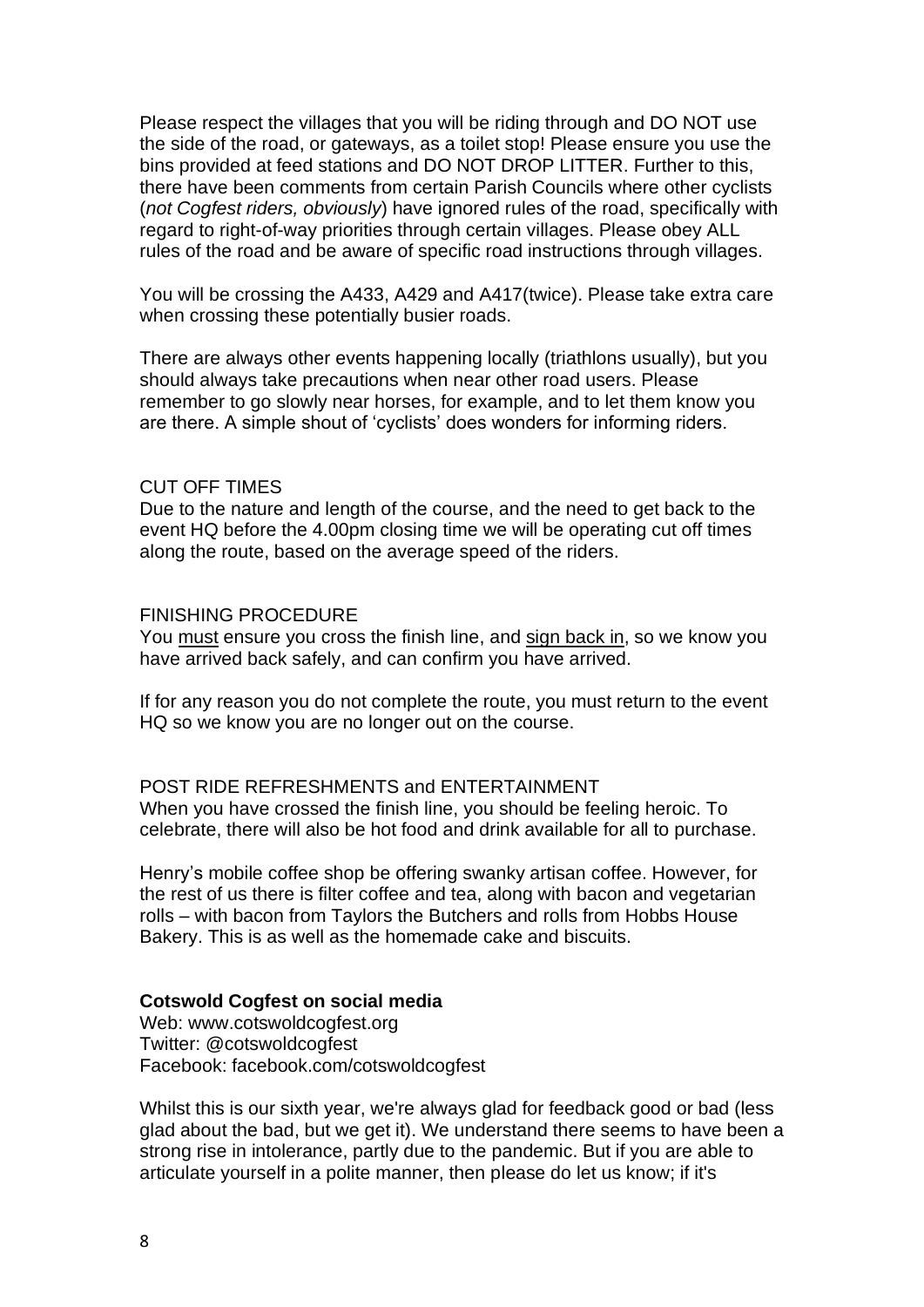Please respect the villages that you will be riding through and DO NOT use the side of the road, or gateways, as a toilet stop! Please ensure you use the bins provided at feed stations and DO NOT DROP LITTER. Further to this, there have been comments from certain Parish Councils where other cyclists (*not Cogfest riders, obviously*) have ignored rules of the road, specifically with regard to right-of-way priorities through certain villages. Please obey ALL rules of the road and be aware of specific road instructions through villages.

You will be crossing the A433, A429 and A417(twice). Please take extra care when crossing these potentially busier roads.

There are always other events happening locally (triathlons usually), but you should always take precautions when near other road users. Please remember to go slowly near horses, for example, and to let them know you are there. A simple shout of 'cyclists' does wonders for informing riders.

CUT OFF TIMES

Due to the nature and length of the course, and the need to get back to the event HQ before the 4.00pm closing time we will be operating cut off times along the route, based on the average speed of the riders.

FINISHING PROCEDURE

You <u>must</u> ensure you cross the finish line, and <u>sign back in</u>, so we know you have arrived back safely, and can confirm you have arrived.

If for any reason you do not complete the route, you must return to the event HQ so we know you are no longer out on the course.

POST RIDE REFRESHMENTS and ENTERTAINMENT

When you have crossed the finish line, you should be feeling heroic. To celebrate, there will also be hot food and drink available for all to purchase.

Henry's mobile coffee shop be offering swanky artisan coffee. However, for the rest of us there is filter coffee and tea, along with bacon and vegetarian rolls – with bacon from Taylors the Butchers and rolls from Hobbs House Bakery. This is as well as the homemade cake and biscuits.

**Cotswold Cogfest on social media**

Web: www.cotswoldcogfest.org
Twitter: @cotswoldcogfest
Facebook: facebook.com/cotswoldcogfest

Whilst this is our sixth year, we're always glad for feedback good or bad (less glad about the bad, but we get it). We understand there seems to have been a strong rise in intolerance, partly due to the pandemic. But if you are able to articulate yourself in a polite manner, then please do let us know; if it's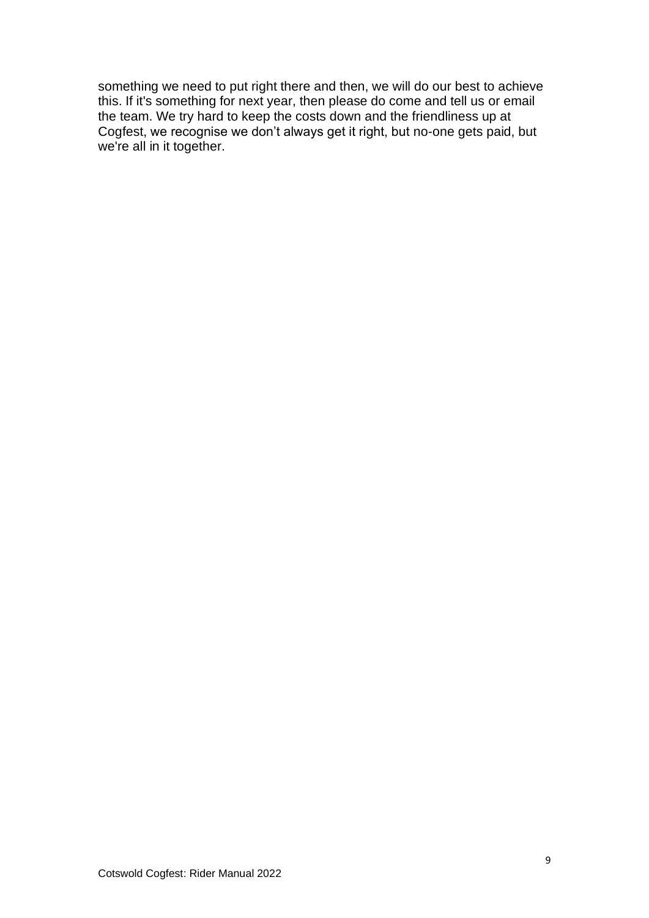something we need to put right there and then, we will do our best to achieve this. If it's something for next year, then please do come and tell us or email the team. We try hard to keep the costs down and the friendliness up at Cogfest, we recognise we don't always get it right, but no-one gets paid, but we're all in it together.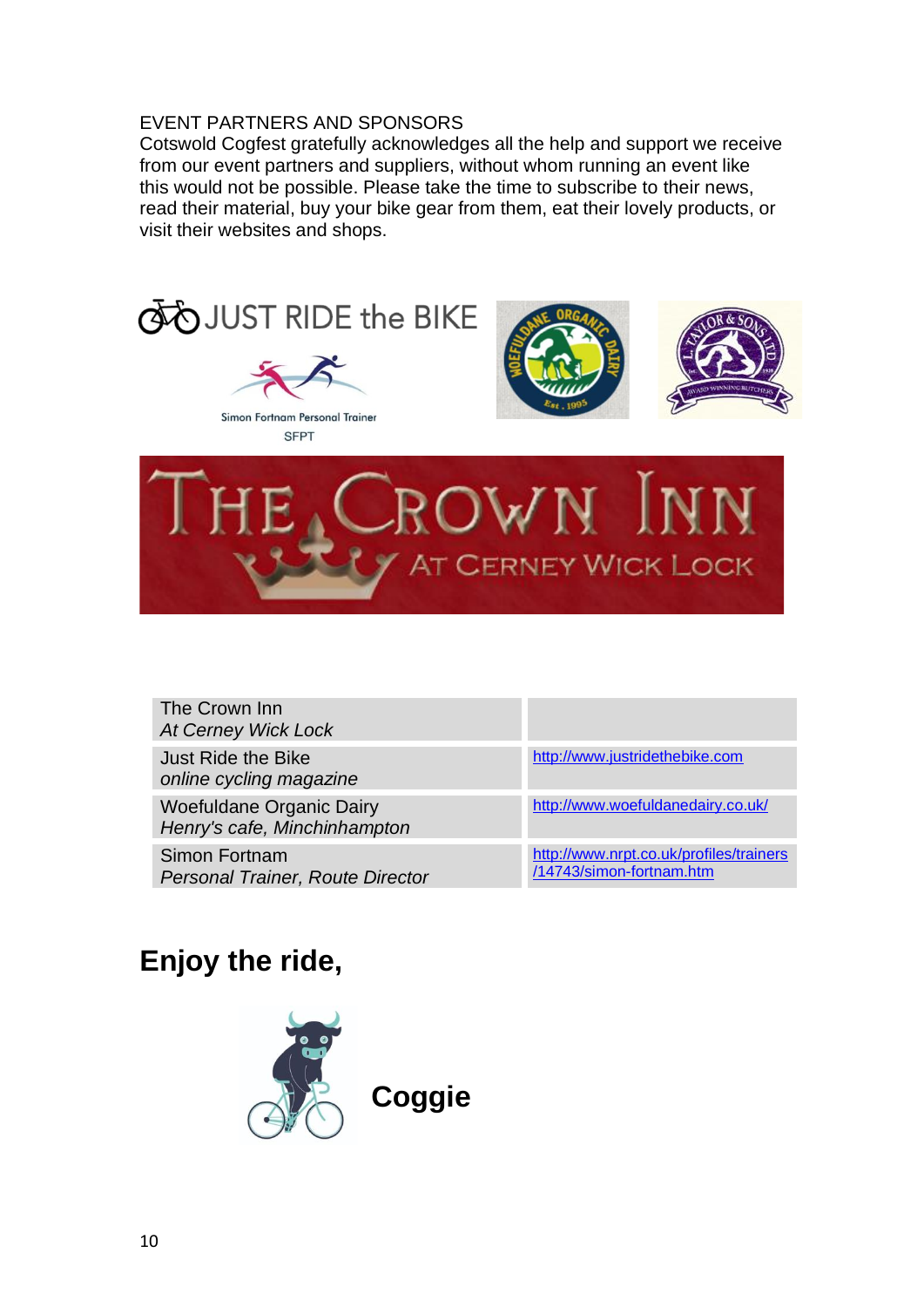EVENT PARTNERS AND SPONSORS

Cotswold Cogfest gratefully acknowledges all the help and support we receive from our event partners and suppliers, without whom running an event like this would not be possible. Please take the time to subscribe to their news, read their material, buy your bike gear from them, eat their lovely products, or visit their websites and shops.

| | |
|---|---|
| The Crown Inn<br>*At Cerney Wick Lock* | |
| Just Ride the Bike<br>*online cycling magazine* | http://www.justridethebike.com |
| Woefuldane Organic Dairy<br>*Henry's cafe, Minchinhampton* | http://www.woefuldanedairy.co.uk/ |
| Simon Fortnam<br>*Personal Trainer, Route Director* | http://www.nrpt.co.uk/profiles/trainers/14743/simon-fortnam.htm |

## Enjoy the ride,

**Coggie**